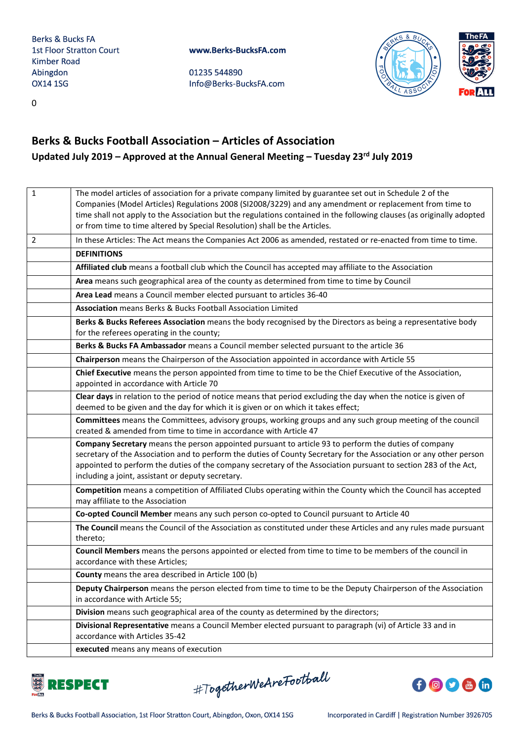Berks & Bucks FA
1st Floor Stratton Court
Kimber Road
Abingdon
OX14 1SG

www.Berks-BucksFA.com

01235 544890
Info@Berks-BucksFA.com

0

# Berks & Bucks Football Association – Articles of Association

## Updated July 2019 – Approved at the Annual General Meeting – Tuesday 23rd July 2019

| | |
|---|---|
| 1 | The model articles of association for a private company limited by guarantee set out in Schedule 2 of the Companies (Model Articles) Regulations 2008 (SI2008/3229) and any amendment or replacement from time to time shall not apply to the Association but the regulations contained in the following clauses (as originally adopted or from time to time altered by Special Resolution) shall be the Articles. |
| 2 | In these Articles: The Act means the Companies Act 2006 as amended, restated or re-enacted from time to time. |
| | **DEFINITIONS** |
| | **Affiliated club** means a football club which the Council has accepted may affiliate to the Association |
| | **Area** means such geographical area of the county as determined from time to time by Council |
| | **Area Lead** means a Council member elected pursuant to articles 36-40 |
| | **Association** means Berks & Bucks Football Association Limited |
| | **Berks & Bucks Referees Association** means the body recognised by the Directors as being a representative body for the referees operating in the county; |
| | **Berks & Bucks FA Ambassador** means a Council member selected pursuant to the article 36 |
| | **Chairperson** means the Chairperson of the Association appointed in accordance with Article 55 |
| | **Chief Executive** means the person appointed from time to time to be the Chief Executive of the Association, appointed in accordance with Article 70 |
| | **Clear days** in relation to the period of notice means that period excluding the day when the notice is given of deemed to be given and the day for which it is given or on which it takes effect; |
| | **Committees** means the Committees, advisory groups, working groups and any such group meeting of the council created & amended from time to time in accordance with Article 47 |
| | **Company Secretary** means the person appointed pursuant to article 93 to perform the duties of company secretary of the Association and to perform the duties of County Secretary for the Association or any other person appointed to perform the duties of the company secretary of the Association pursuant to section 283 of the Act, including a joint, assistant or deputy secretary. |
| | **Competition** means a competition of Affiliated Clubs operating within the County which the Council has accepted may affiliate to the Association |
| | **Co-opted Council Member** means any such person co-opted to Council pursuant to Article 40 |
| | **The Council** means the Council of the Association as constituted under these Articles and any rules made pursuant thereto; |
| | **Council Members** means the persons appointed or elected from time to time to be members of the council in accordance with these Articles; |
| | **County** means the area described in Article 100 (b) |
| | **Deputy Chairperson** means the person elected from time to time to be the Deputy Chairperson of the Association in accordance with Article 55; |
| | **Division** means such geographical area of the county as determined by the directors; |
| | **Divisional Representative** means a Council Member elected pursuant to paragraph (vi) of Article 33 and in accordance with Articles 35-42 |
| | **executed** means any means of execution |

Berks & Bucks Football Association, 1st Floor Stratton Court, Abingdon, Oxon, OX14 1SG
Incorporated in Cardiff | Registration Number 3926705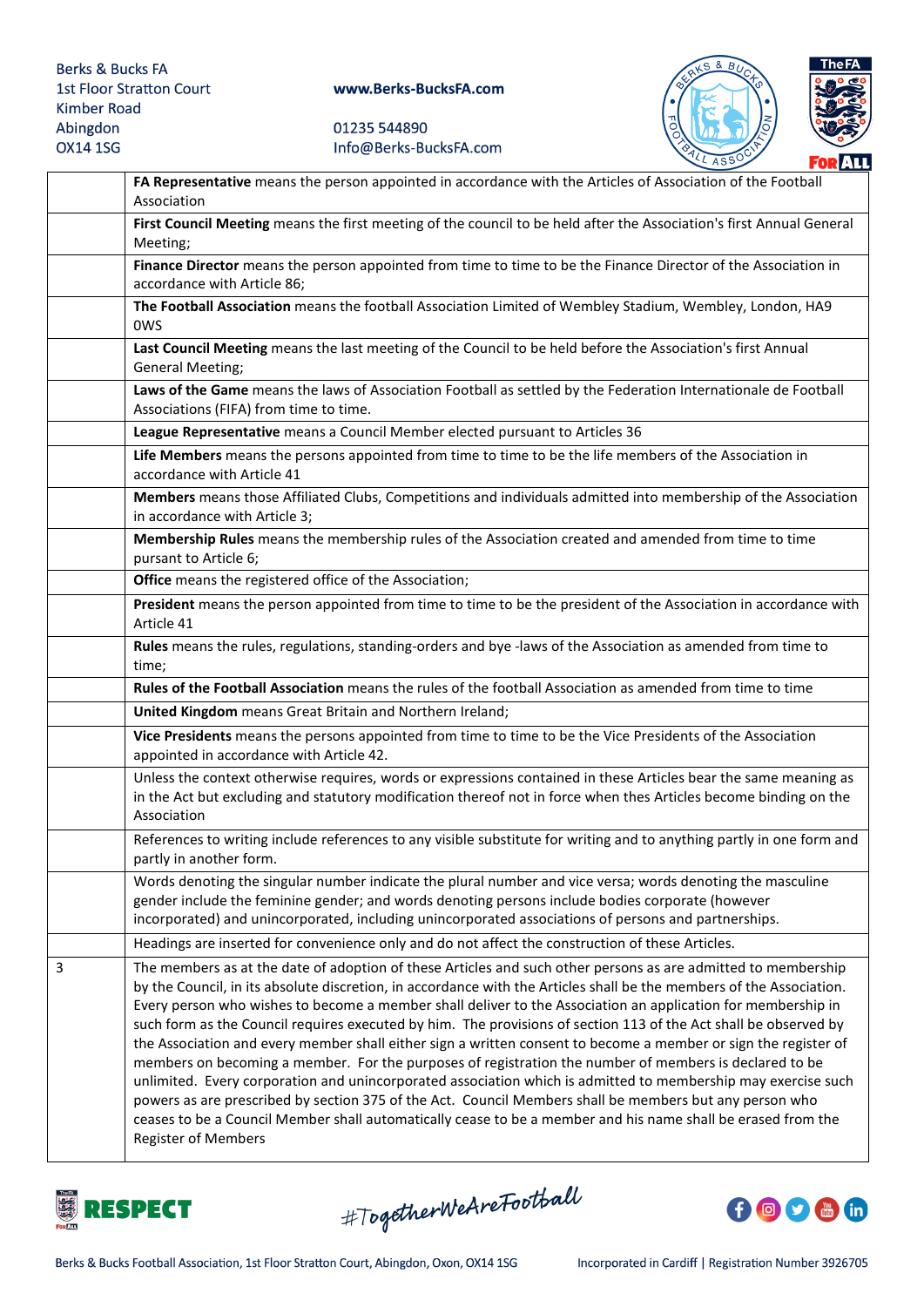| | |
|---|---|
| | **FA Representative** means the person appointed in accordance with the Articles of Association of the Football Association |
| | **First Council Meeting** means the first meeting of the council to be held after the Association's first Annual General Meeting; |
| | **Finance Director** means the person appointed from time to time to be the Finance Director of the Association in accordance with Article 86; |
| | **The Football Association** means the football Association Limited of Wembley Stadium, Wembley, London, HA9 0WS |
| | **Last Council Meeting** means the last meeting of the Council to be held before the Association's first Annual General Meeting; |
| | **Laws of the Game** means the laws of Association Football as settled by the Federation Internationale de Football Associations (FIFA) from time to time. |
| | **League Representative** means a Council Member elected pursuant to Articles 36 |
| | **Life Members** means the persons appointed from time to time to be the life members of the Association in accordance with Article 41 |
| | **Members** means those Affiliated Clubs, Competitions and individuals admitted into membership of the Association in accordance with Article 3; |
| | **Membership Rules** means the membership rules of the Association created and amended from time to time pursant to Article 6; |
| | **Office** means the registered office of the Association; |
| | **President** means the person appointed from time to time to be the president of the Association in accordance with Article 41 |
| | **Rules** means the rules, regulations, standing-orders and bye -laws of the Association as amended from time to time; |
| | **Rules of the Football Association** means the rules of the football Association as amended from time to time |
| | **United Kingdom** means Great Britain and Northern Ireland; |
| | **Vice Presidents** means the persons appointed from time to time to be the Vice Presidents of the Association appointed in accordance with Article 42. |
| | Unless the context otherwise requires, words or expressions contained in these Articles bear the same meaning as in the Act but excluding and statutory modification thereof not in force when thes Articles become binding on the Association |
| | References to writing include references to any visible substitute for writing and to anything partly in one form and partly in another form. |
| | Words denoting the singular number indicate the plural number and vice versa; words denoting the masculine gender include the feminine gender; and words denoting persons include bodies corporate (however incorporated) and unincorporated, including unincorporated associations of persons and partnerships. |
| | Headings are inserted for convenience only and do not affect the construction of these Articles. |
| 3 | The members as at the date of adoption of these Articles and such other persons as are admitted to membership by the Council, in its absolute discretion, in accordance with the Articles shall be the members of the Association. Every person who wishes to become a member shall deliver to the Association an application for membership in such form as the Council requires executed by him. The provisions of section 113 of the Act shall be observed by the Association and every member shall either sign a written consent to become a member or sign the register of members on becoming a member. For the purposes of registration the number of members is declared to be unlimited. Every corporation and unincorporated association which is admitted to membership may exercise such powers as are prescribed by section 375 of the Act. Council Members shall be members but any person who ceases to be a Council Member shall automatically cease to be a member and his name shall be erased from the Register of Members |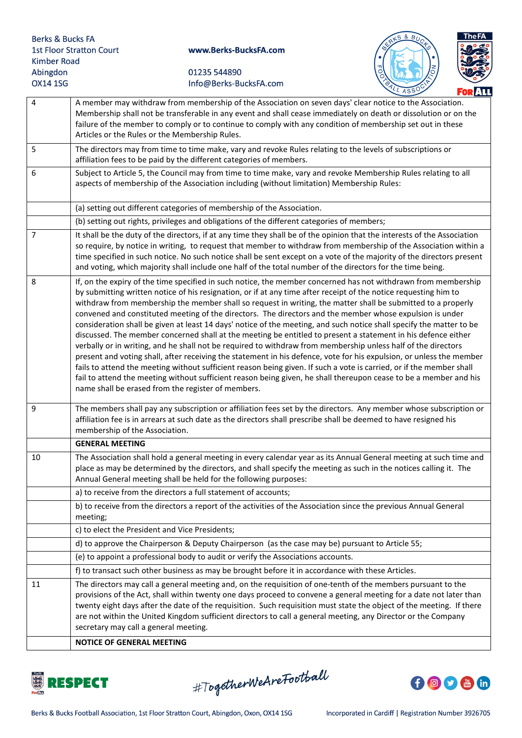| | |
|---|---|
| 4 | A member may withdraw from membership of the Association on seven days' clear notice to the Association. Membership shall not be transferable in any event and shall cease immediately on death or dissolution or on the failure of the member to comply or to continue to comply with any condition of membership set out in these Articles or the Rules or the Membership Rules. |
| 5 | The directors may from time to time make, vary and revoke Rules relating to the levels of subscriptions or affiliation fees to be paid by the different categories of members. |
| 6 | Subject to Article 5, the Council may from time to time make, vary and revoke Membership Rules relating to all aspects of membership of the Association including (without limitation) Membership Rules: |
| | (a) setting out different categories of membership of the Association. |
| | (b) setting out rights, privileges and obligations of the different categories of members; |
| 7 | It shall be the duty of the directors, if at any time they shall be of the opinion that the interests of the Association so require, by notice in writing, to request that member to withdraw from membership of the Association within a time specified in such notice. No such notice shall be sent except on a vote of the majority of the directors present and voting, which majority shall include one half of the total number of the directors for the time being. |
| 8 | If, on the expiry of the time specified in such notice, the member concerned has not withdrawn from membership by submitting written notice of his resignation, or if at any time after receipt of the notice requesting him to withdraw from membership the member shall so request in writing, the matter shall be submitted to a properly convened and constituted meeting of the directors. The directors and the member whose expulsion is under consideration shall be given at least 14 days' notice of the meeting, and such notice shall specify the matter to be discussed. The member concerned shall at the meeting be entitled to present a statement in his defence either verbally or in writing, and he shall not be required to withdraw from membership unless half of the directors present and voting shall, after receiving the statement in his defence, vote for his expulsion, or unless the member fails to attend the meeting without sufficient reason being given. If such a vote is carried, or if the member shall fail to attend the meeting without sufficient reason being given, he shall thereupon cease to be a member and his name shall be erased from the register of members. |
| 9 | The members shall pay any subscription or affiliation fees set by the directors. Any member whose subscription or affiliation fee is in arrears at such date as the directors shall prescribe shall be deemed to have resigned his membership of the Association. |
| | **GENERAL MEETING** |
| 10 | The Association shall hold a general meeting in every calendar year as its Annual General meeting at such time and place as may be determined by the directors, and shall specify the meeting as such in the notices calling it. The Annual General meeting shall be held for the following purposes: |
| | a) to receive from the directors a full statement of accounts; |
| | b) to receive from the directors a report of the activities of the Association since the previous Annual General meeting; |
| | c) to elect the President and Vice Presidents; |
| | d) to approve the Chairperson & Deputy Chairperson (as the case may be) pursuant to Article 55; |
| | (e) to appoint a professional body to audit or verify the Associations accounts. |
| | f) to transact such other business as may be brought before it in accordance with these Articles. |
| 11 | The directors may call a general meeting and, on the requisition of one-tenth of the members pursuant to the provisions of the Act, shall within twenty one days proceed to convene a general meeting for a date not later than twenty eight days after the date of the requisition. Such requisition must state the object of the meeting. If there are not within the United Kingdom sufficient directors to call a general meeting, any Director or the Company secretary may call a general meeting. |
| | **NOTICE OF GENERAL MEETING** |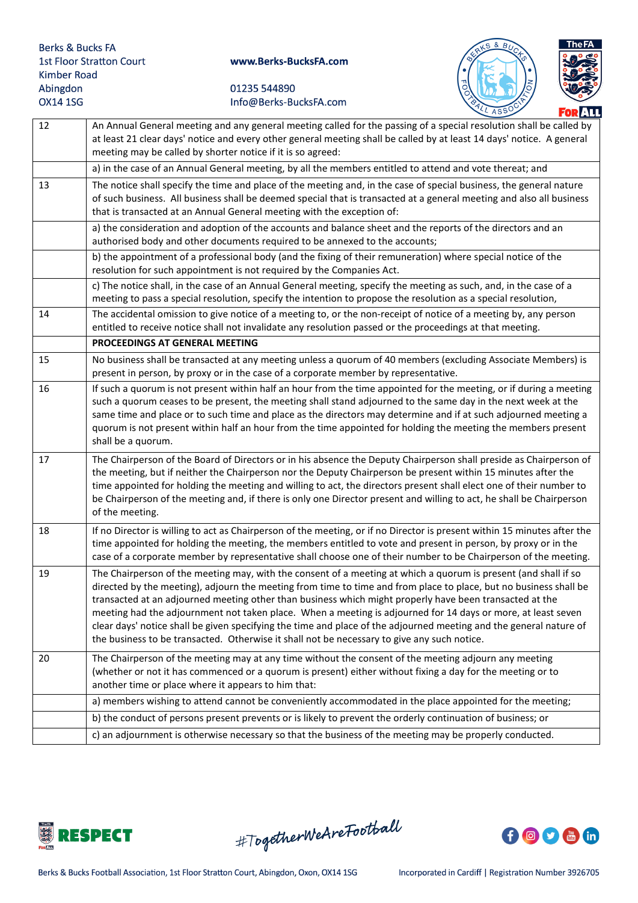| | |
|---|---|
| 12 | An Annual General meeting and any general meeting called for the passing of a special resolution shall be called by at least 21 clear days' notice and every other general meeting shall be called by at least 14 days' notice. A general meeting may be called by shorter notice if it is so agreed: |
| | a) in the case of an Annual General meeting, by all the members entitled to attend and vote thereat; and |
| 13 | The notice shall specify the time and place of the meeting and, in the case of special business, the general nature of such business. All business shall be deemed special that is transacted at a general meeting and also all business that is transacted at an Annual General meeting with the exception of: |
| | a) the consideration and adoption of the accounts and balance sheet and the reports of the directors and an authorised body and other documents required to be annexed to the accounts; |
| | b) the appointment of a professional body (and the fixing of their remuneration) where special notice of the resolution for such appointment is not required by the Companies Act. |
| | c) The notice shall, in the case of an Annual General meeting, specify the meeting as such, and, in the case of a meeting to pass a special resolution, specify the intention to propose the resolution as a special resolution, |
| 14 | The accidental omission to give notice of a meeting to, or the non-receipt of notice of a meeting by, any person entitled to receive notice shall not invalidate any resolution passed or the proceedings at that meeting. |
| | **PROCEEDINGS AT GENERAL MEETING** |
| 15 | No business shall be transacted at any meeting unless a quorum of 40 members (excluding Associate Members) is present in person, by proxy or in the case of a corporate member by representative. |
| 16 | If such a quorum is not present within half an hour from the time appointed for the meeting, or if during a meeting such a quorum ceases to be present, the meeting shall stand adjourned to the same day in the next week at the same time and place or to such time and place as the directors may determine and if at such adjourned meeting a quorum is not present within half an hour from the time appointed for holding the meeting the members present shall be a quorum. |
| 17 | The Chairperson of the Board of Directors or in his absence the Deputy Chairperson shall preside as Chairperson of the meeting, but if neither the Chairperson nor the Deputy Chairperson be present within 15 minutes after the time appointed for holding the meeting and willing to act, the directors present shall elect one of their number to be Chairperson of the meeting and, if there is only one Director present and willing to act, he shall be Chairperson of the meeting. |
| 18 | If no Director is willing to act as Chairperson of the meeting, or if no Director is present within 15 minutes after the time appointed for holding the meeting, the members entitled to vote and present in person, by proxy or in the case of a corporate member by representative shall choose one of their number to be Chairperson of the meeting. |
| 19 | The Chairperson of the meeting may, with the consent of a meeting at which a quorum is present (and shall if so directed by the meeting), adjourn the meeting from time to time and from place to place, but no business shall be transacted at an adjourned meeting other than business which might properly have been transacted at the meeting had the adjournment not taken place. When a meeting is adjourned for 14 days or more, at least seven clear days' notice shall be given specifying the time and place of the adjourned meeting and the general nature of the business to be transacted. Otherwise it shall not be necessary to give any such notice. |
| 20 | The Chairperson of the meeting may at any time without the consent of the meeting adjourn any meeting (whether or not it has commenced or a quorum is present) either without fixing a day for the meeting or to another time or place where it appears to him that: |
| | a) members wishing to attend cannot be conveniently accommodated in the place appointed for the meeting; |
| | b) the conduct of persons present prevents or is likely to prevent the orderly continuation of business; or |
| | c) an adjournment is otherwise necessary so that the business of the meeting may be properly conducted. |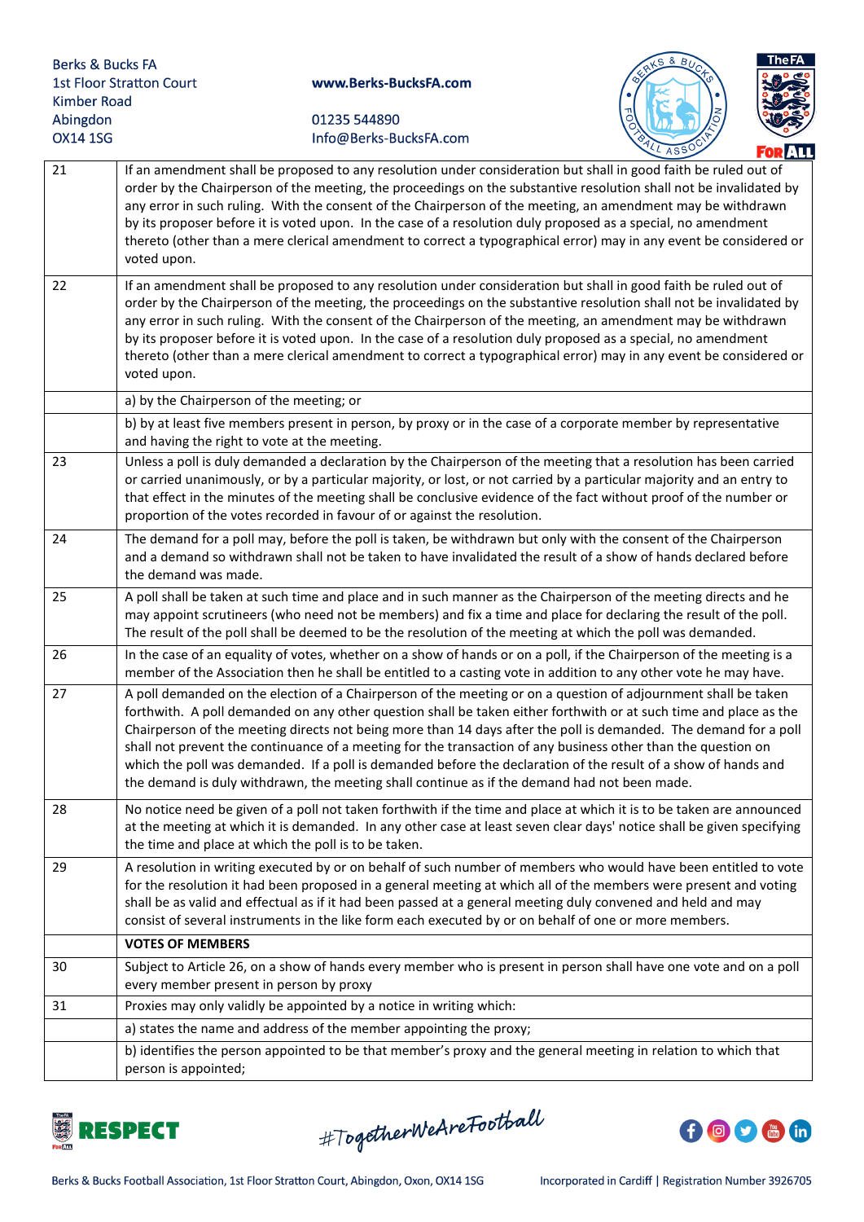| | |
|---|---|
| 21 | If an amendment shall be proposed to any resolution under consideration but shall in good faith be ruled out of order by the Chairperson of the meeting, the proceedings on the substantive resolution shall not be invalidated by any error in such ruling. With the consent of the Chairperson of the meeting, an amendment may be withdrawn by its proposer before it is voted upon. In the case of a resolution duly proposed as a special, no amendment thereto (other than a mere clerical amendment to correct a typographical error) may in any event be considered or voted upon. |
| 22 | If an amendment shall be proposed to any resolution under consideration but shall in good faith be ruled out of order by the Chairperson of the meeting, the proceedings on the substantive resolution shall not be invalidated by any error in such ruling. With the consent of the Chairperson of the meeting, an amendment may be withdrawn by its proposer before it is voted upon. In the case of a resolution duly proposed as a special, no amendment thereto (other than a mere clerical amendment to correct a typographical error) may in any event be considered or voted upon. |
| | a) by the Chairperson of the meeting; or |
| | b) by at least five members present in person, by proxy or in the case of a corporate member by representative and having the right to vote at the meeting. |
| 23 | Unless a poll is duly demanded a declaration by the Chairperson of the meeting that a resolution has been carried or carried unanimously, or by a particular majority, or lost, or not carried by a particular majority and an entry to that effect in the minutes of the meeting shall be conclusive evidence of the fact without proof of the number or proportion of the votes recorded in favour of or against the resolution. |
| 24 | The demand for a poll may, before the poll is taken, be withdrawn but only with the consent of the Chairperson and a demand so withdrawn shall not be taken to have invalidated the result of a show of hands declared before the demand was made. |
| 25 | A poll shall be taken at such time and place and in such manner as the Chairperson of the meeting directs and he may appoint scrutineers (who need not be members) and fix a time and place for declaring the result of the poll. The result of the poll shall be deemed to be the resolution of the meeting at which the poll was demanded. |
| 26 | In the case of an equality of votes, whether on a show of hands or on a poll, if the Chairperson of the meeting is a member of the Association then he shall be entitled to a casting vote in addition to any other vote he may have. |
| 27 | A poll demanded on the election of a Chairperson of the meeting or on a question of adjournment shall be taken forthwith. A poll demanded on any other question shall be taken either forthwith or at such time and place as the Chairperson of the meeting directs not being more than 14 days after the poll is demanded. The demand for a poll shall not prevent the continuance of a meeting for the transaction of any business other than the question on which the poll was demanded. If a poll is demanded before the declaration of the result of a show of hands and the demand is duly withdrawn, the meeting shall continue as if the demand had not been made. |
| 28 | No notice need be given of a poll not taken forthwith if the time and place at which it is to be taken are announced at the meeting at which it is demanded. In any other case at least seven clear days' notice shall be given specifying the time and place at which the poll is to be taken. |
| 29 | A resolution in writing executed by or on behalf of such number of members who would have been entitled to vote for the resolution it had been proposed in a general meeting at which all of the members were present and voting shall be as valid and effectual as if it had been passed at a general meeting duly convened and held and may consist of several instruments in the like form each executed by or on behalf of one or more members. |
| | **VOTES OF MEMBERS** |
| 30 | Subject to Article 26, on a show of hands every member who is present in person shall have one vote and on a poll every member present in person by proxy |
| 31 | Proxies may only validly be appointed by a notice in writing which: |
| | a) states the name and address of the member appointing the proxy; |
| | b) identifies the person appointed to be that member's proxy and the general meeting in relation to which that person is appointed; |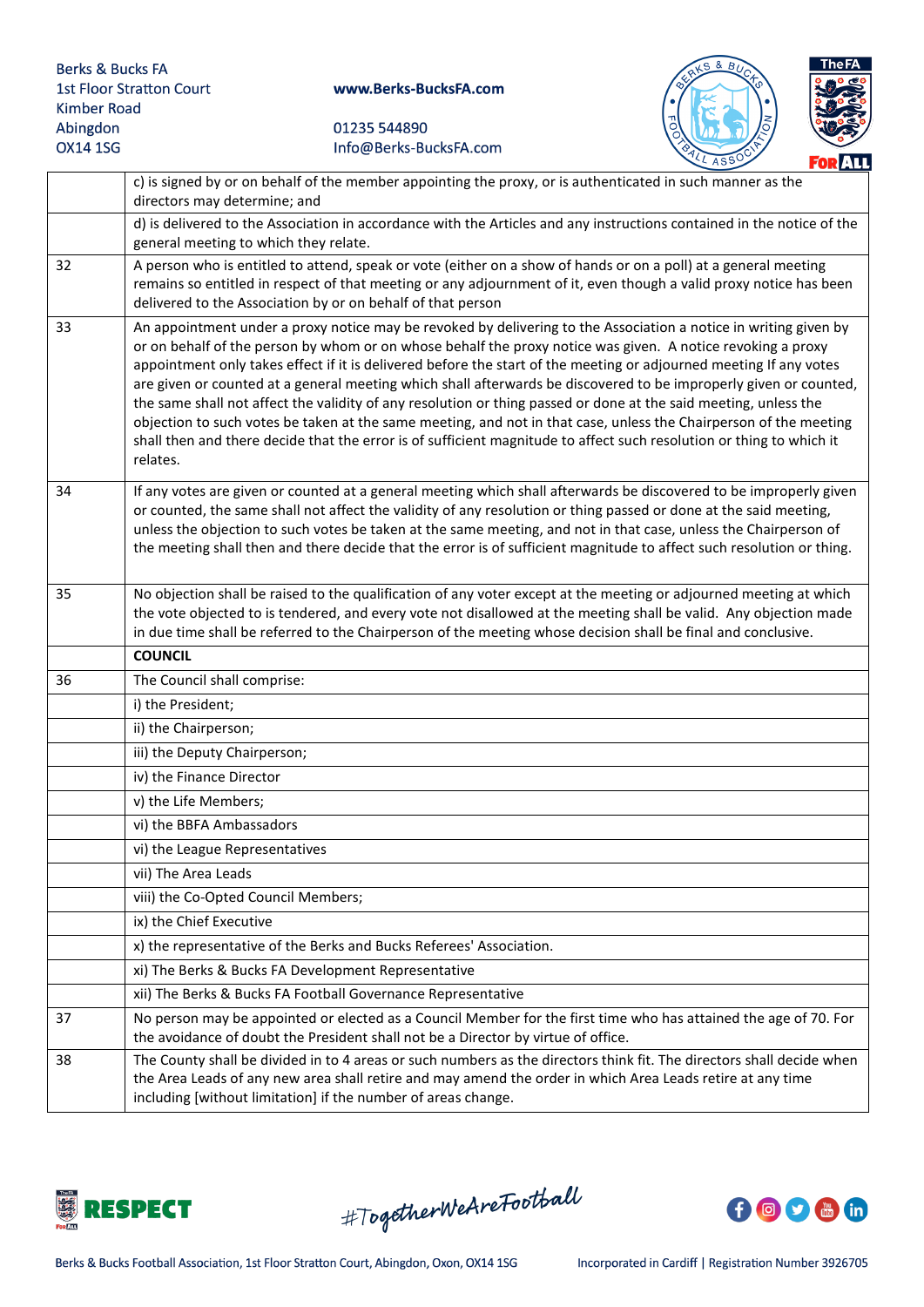|  |  |
|---|---|
|  | c) is signed by or on behalf of the member appointing the proxy, or is authenticated in such manner as the directors may determine; and |
|  | d) is delivered to the Association in accordance with the Articles and any instructions contained in the notice of the general meeting to which they relate. |
| 32 | A person who is entitled to attend, speak or vote (either on a show of hands or on a poll) at a general meeting remains so entitled in respect of that meeting or any adjournment of it, even though a valid proxy notice has been delivered to the Association by or on behalf of that person |
| 33 | An appointment under a proxy notice may be revoked by delivering to the Association a notice in writing given by or on behalf of the person by whom or on whose behalf the proxy notice was given. A notice revoking a proxy appointment only takes effect if it is delivered before the start of the meeting or adjourned meeting If any votes are given or counted at a general meeting which shall afterwards be discovered to be improperly given or counted, the same shall not affect the validity of any resolution or thing passed or done at the said meeting, unless the objection to such votes be taken at the same meeting, and not in that case, unless the Chairperson of the meeting shall then and there decide that the error is of sufficient magnitude to affect such resolution or thing to which it relates. |
| 34 | If any votes are given or counted at a general meeting which shall afterwards be discovered to be improperly given or counted, the same shall not affect the validity of any resolution or thing passed or done at the said meeting, unless the objection to such votes be taken at the same meeting, and not in that case, unless the Chairperson of the meeting shall then and there decide that the error is of sufficient magnitude to affect such resolution or thing. |
| 35 | No objection shall be raised to the qualification of any voter except at the meeting or adjourned meeting at which the vote objected to is tendered, and every vote not disallowed at the meeting shall be valid. Any objection made in due time shall be referred to the Chairperson of the meeting whose decision shall be final and conclusive. |
|  | **COUNCIL** |
| 36 | The Council shall comprise: |
|  | i) the President; |
|  | ii) the Chairperson; |
|  | iii) the Deputy Chairperson; |
|  | iv) the Finance Director |
|  | v) the Life Members; |
|  | vi) the BBFA Ambassadors |
|  | vi) the League Representatives |
|  | vii) The Area Leads |
|  | viii) the Co-Opted Council Members; |
|  | ix) the Chief Executive |
|  | x) the representative of the Berks and Bucks Referees' Association. |
|  | xi) The Berks & Bucks FA Development Representative |
|  | xii) The Berks & Bucks FA Football Governance Representative |
| 37 | No person may be appointed or elected as a Council Member for the first time who has attained the age of 70. For the avoidance of doubt the President shall not be a Director by virtue of office. |
| 38 | The County shall be divided in to 4 areas or such numbers as the directors think fit. The directors shall decide when the Area Leads of any new area shall retire and may amend the order in which Area Leads retire at any time including [without limitation] if the number of areas change. |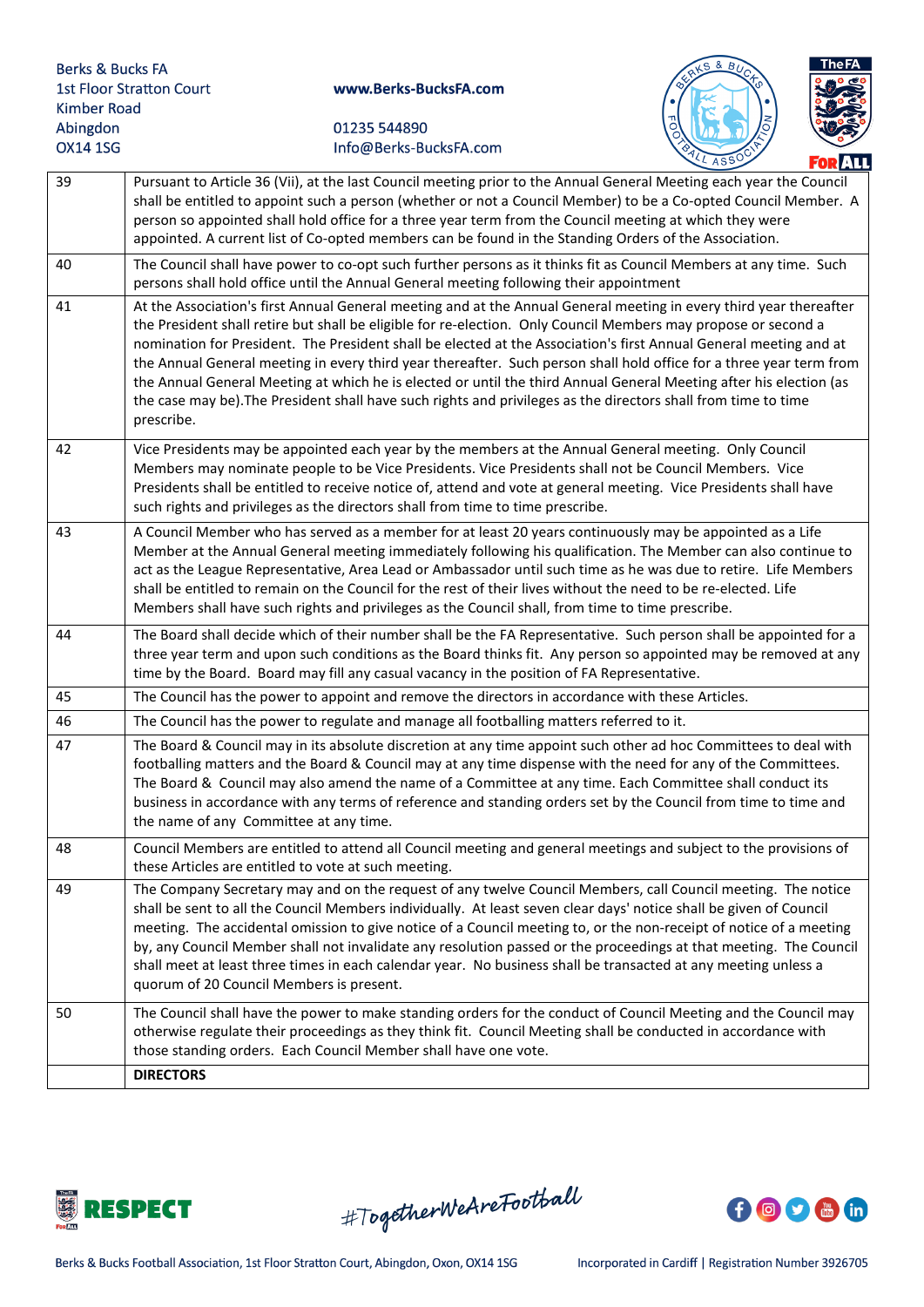| | |
|---|---|
| 39 | Pursuant to Article 36 (Vii), at the last Council meeting prior to the Annual General Meeting each year the Council shall be entitled to appoint such a person (whether or not a Council Member) to be a Co-opted Council Member. A person so appointed shall hold office for a three year term from the Council meeting at which they were appointed. A current list of Co-opted members can be found in the Standing Orders of the Association. |
| 40 | The Council shall have power to co-opt such further persons as it thinks fit as Council Members at any time. Such persons shall hold office until the Annual General meeting following their appointment |
| 41 | At the Association's first Annual General meeting and at the Annual General meeting in every third year thereafter the President shall retire but shall be eligible for re-election. Only Council Members may propose or second a nomination for President. The President shall be elected at the Association's first Annual General meeting and at the Annual General meeting in every third year thereafter. Such person shall hold office for a three year term from the Annual General Meeting at which he is elected or until the third Annual General Meeting after his election (as the case may be).The President shall have such rights and privileges as the directors shall from time to time prescribe. |
| 42 | Vice Presidents may be appointed each year by the members at the Annual General meeting. Only Council Members may nominate people to be Vice Presidents. Vice Presidents shall not be Council Members. Vice Presidents shall be entitled to receive notice of, attend and vote at general meeting. Vice Presidents shall have such rights and privileges as the directors shall from time to time prescribe. |
| 43 | A Council Member who has served as a member for at least 20 years continuously may be appointed as a Life Member at the Annual General meeting immediately following his qualification. The Member can also continue to act as the League Representative, Area Lead or Ambassador until such time as he was due to retire. Life Members shall be entitled to remain on the Council for the rest of their lives without the need to be re-elected. Life Members shall have such rights and privileges as the Council shall, from time to time prescribe. |
| 44 | The Board shall decide which of their number shall be the FA Representative. Such person shall be appointed for a three year term and upon such conditions as the Board thinks fit. Any person so appointed may be removed at any time by the Board. Board may fill any casual vacancy in the position of FA Representative. |
| 45 | The Council has the power to appoint and remove the directors in accordance with these Articles. |
| 46 | The Council has the power to regulate and manage all footballing matters referred to it. |
| 47 | The Board & Council may in its absolute discretion at any time appoint such other ad hoc Committees to deal with footballing matters and the Board & Council may at any time dispense with the need for any of the Committees. The Board & Council may also amend the name of a Committee at any time. Each Committee shall conduct its business in accordance with any terms of reference and standing orders set by the Council from time to time and the name of any Committee at any time. |
| 48 | Council Members are entitled to attend all Council meeting and general meetings and subject to the provisions of these Articles are entitled to vote at such meeting. |
| 49 | The Company Secretary may and on the request of any twelve Council Members, call Council meeting. The notice shall be sent to all the Council Members individually. At least seven clear days' notice shall be given of Council meeting. The accidental omission to give notice of a Council meeting to, or the non-receipt of notice of a meeting by, any Council Member shall not invalidate any resolution passed or the proceedings at that meeting. The Council shall meet at least three times in each calendar year. No business shall be transacted at any meeting unless a quorum of 20 Council Members is present. |
| 50 | The Council shall have the power to make standing orders for the conduct of Council Meeting and the Council may otherwise regulate their proceedings as they think fit. Council Meeting shall be conducted in accordance with those standing orders. Each Council Member shall have one vote. |
| | **DIRECTORS** |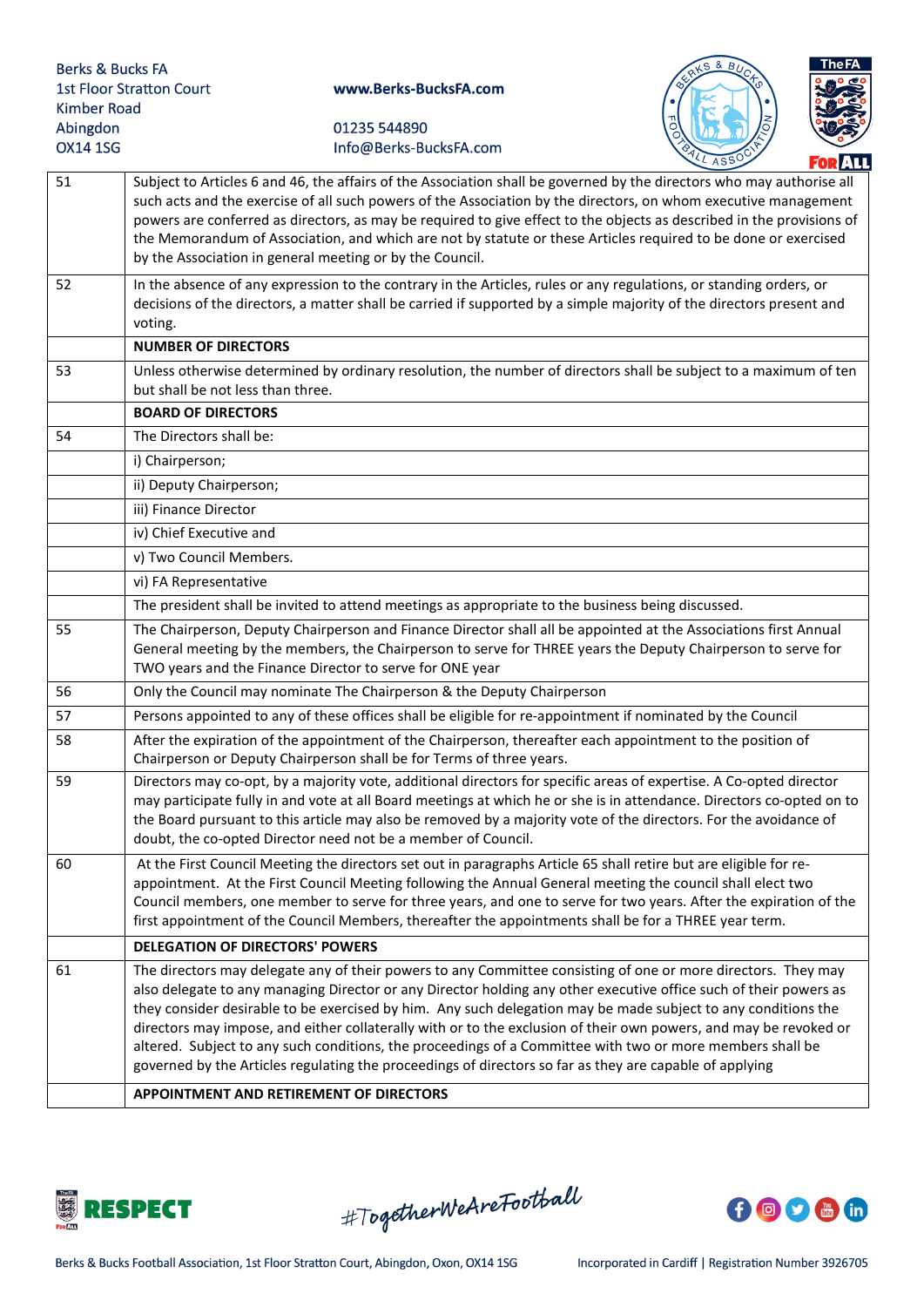| | |
|---|---|
| 51 | Subject to Articles 6 and 46, the affairs of the Association shall be governed by the directors who may authorise all such acts and the exercise of all such powers of the Association by the directors, on whom executive management powers are conferred as directors, as may be required to give effect to the objects as described in the provisions of the Memorandum of Association, and which are not by statute or these Articles required to be done or exercised by the Association in general meeting or by the Council. |
| 52 | In the absence of any expression to the contrary in the Articles, rules or any regulations, or standing orders, or decisions of the directors, a matter shall be carried if supported by a simple majority of the directors present and voting. |
| | **NUMBER OF DIRECTORS** |
| 53 | Unless otherwise determined by ordinary resolution, the number of directors shall be subject to a maximum of ten but shall be not less than three. |
| | **BOARD OF DIRECTORS** |
| 54 | The Directors shall be: |
| | i) Chairperson; |
| | ii) Deputy Chairperson; |
| | iii) Finance Director |
| | iv) Chief Executive and |
| | v) Two Council Members. |
| | vi) FA Representative |
| | The president shall be invited to attend meetings as appropriate to the business being discussed. |
| 55 | The Chairperson, Deputy Chairperson and Finance Director shall all be appointed at the Associations first Annual General meeting by the members, the Chairperson to serve for THREE years the Deputy Chairperson to serve for TWO years and the Finance Director to serve for ONE year |
| 56 | Only the Council may nominate The Chairperson & the Deputy Chairperson |
| 57 | Persons appointed to any of these offices shall be eligible for re-appointment if nominated by the Council |
| 58 | After the expiration of the appointment of the Chairperson, thereafter each appointment to the position of Chairperson or Deputy Chairperson shall be for Terms of three years. |
| 59 | Directors may co-opt, by a majority vote, additional directors for specific areas of expertise. A Co-opted director may participate fully in and vote at all Board meetings at which he or she is in attendance. Directors co-opted on to the Board pursuant to this article may also be removed by a majority vote of the directors. For the avoidance of doubt, the co-opted Director need not be a member of Council. |
| 60 | At the First Council Meeting the directors set out in paragraphs Article 65 shall retire but are eligible for re-appointment. At the First Council Meeting following the Annual General meeting the council shall elect two Council members, one member to serve for three years, and one to serve for two years. After the expiration of the first appointment of the Council Members, thereafter the appointments shall be for a THREE year term. |
| | **DELEGATION OF DIRECTORS' POWERS** |
| 61 | The directors may delegate any of their powers to any Committee consisting of one or more directors. They may also delegate to any managing Director or any Director holding any other executive office such of their powers as they consider desirable to be exercised by him. Any such delegation may be made subject to any conditions the directors may impose, and either collaterally with or to the exclusion of their own powers, and may be revoked or altered. Subject to any such conditions, the proceedings of a Committee with two or more members shall be governed by the Articles regulating the proceedings of directors so far as they are capable of applying |
| | **APPOINTMENT AND RETIREMENT OF DIRECTORS** |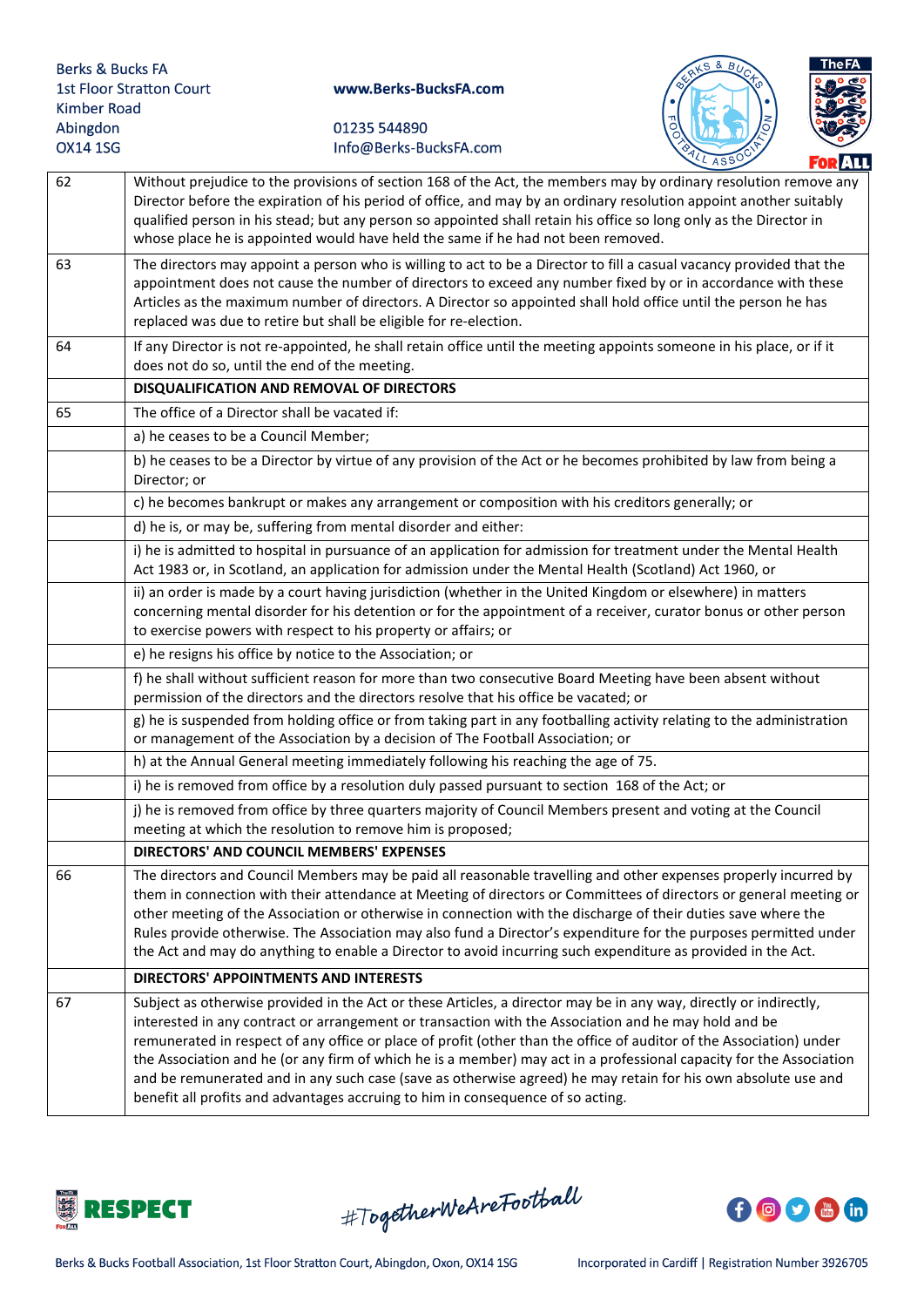| | |
|---|---|
| 62 | Without prejudice to the provisions of section 168 of the Act, the members may by ordinary resolution remove any Director before the expiration of his period of office, and may by an ordinary resolution appoint another suitably qualified person in his stead; but any person so appointed shall retain his office so long only as the Director in whose place he is appointed would have held the same if he had not been removed. |
| 63 | The directors may appoint a person who is willing to act to be a Director to fill a casual vacancy provided that the appointment does not cause the number of directors to exceed any number fixed by or in accordance with these Articles as the maximum number of directors. A Director so appointed shall hold office until the person he has replaced was due to retire but shall be eligible for re-election. |
| 64 | If any Director is not re-appointed, he shall retain office until the meeting appoints someone in his place, or if it does not do so, until the end of the meeting. |
| | **DISQUALIFICATION AND REMOVAL OF DIRECTORS** |
| 65 | The office of a Director shall be vacated if: |
| | a) he ceases to be a Council Member; |
| | b) he ceases to be a Director by virtue of any provision of the Act or he becomes prohibited by law from being a Director; or |
| | c) he becomes bankrupt or makes any arrangement or composition with his creditors generally; or |
| | d) he is, or may be, suffering from mental disorder and either: |
| | i) he is admitted to hospital in pursuance of an application for admission for treatment under the Mental Health Act 1983 or, in Scotland, an application for admission under the Mental Health (Scotland) Act 1960, or |
| | ii) an order is made by a court having jurisdiction (whether in the United Kingdom or elsewhere) in matters concerning mental disorder for his detention or for the appointment of a receiver, curator bonus or other person to exercise powers with respect to his property or affairs; or |
| | e) he resigns his office by notice to the Association; or |
| | f) he shall without sufficient reason for more than two consecutive Board Meeting have been absent without permission of the directors and the directors resolve that his office be vacated; or |
| | g) he is suspended from holding office or from taking part in any footballing activity relating to the administration or management of the Association by a decision of The Football Association; or |
| | h) at the Annual General meeting immediately following his reaching the age of 75. |
| | i) he is removed from office by a resolution duly passed pursuant to section 168 of the Act; or |
| | j) he is removed from office by three quarters majority of Council Members present and voting at the Council meeting at which the resolution to remove him is proposed; |
| | **DIRECTORS' AND COUNCIL MEMBERS' EXPENSES** |
| 66 | The directors and Council Members may be paid all reasonable travelling and other expenses properly incurred by them in connection with their attendance at Meeting of directors or Committees of directors or general meeting or other meeting of the Association or otherwise in connection with the discharge of their duties save where the Rules provide otherwise. The Association may also fund a Director's expenditure for the purposes permitted under the Act and may do anything to enable a Director to avoid incurring such expenditure as provided in the Act. |
| | **DIRECTORS' APPOINTMENTS AND INTERESTS** |
| 67 | Subject as otherwise provided in the Act or these Articles, a director may be in any way, directly or indirectly, interested in any contract or arrangement or transaction with the Association and he may hold and be remunerated in respect of any office or place of profit (other than the office of auditor of the Association) under the Association and he (or any firm of which he is a member) may act in a professional capacity for the Association and be remunerated and in any such case (save as otherwise agreed) he may retain for his own absolute use and benefit all profits and advantages accruing to him in consequence of so acting. |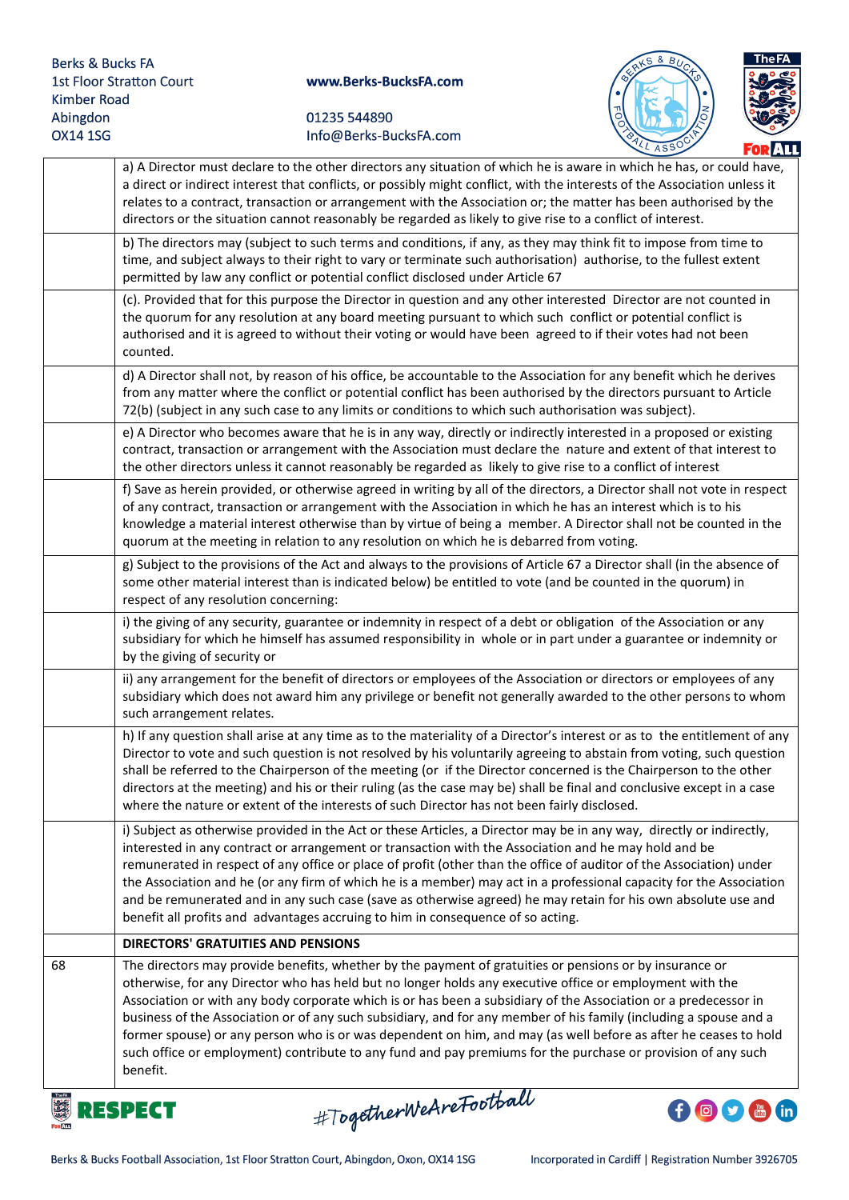| | |
|---|---|
| | a) A Director must declare to the other directors any situation of which he is aware in which he has, or could have, a direct or indirect interest that conflicts, or possibly might conflict, with the interests of the Association unless it relates to a contract, transaction or arrangement with the Association or; the matter has been authorised by the directors or the situation cannot reasonably be regarded as likely to give rise to a conflict of interest. |
| | b) The directors may (subject to such terms and conditions, if any, as they may think fit to impose from time to time, and subject always to their right to vary or terminate such authorisation) authorise, to the fullest extent permitted by law any conflict or potential conflict disclosed under Article 67 |
| | (c). Provided that for this purpose the Director in question and any other interested Director are not counted in the quorum for any resolution at any board meeting pursuant to which such conflict or potential conflict is authorised and it is agreed to without their voting or would have been agreed to if their votes had not been counted. |
| | d) A Director shall not, by reason of his office, be accountable to the Association for any benefit which he derives from any matter where the conflict or potential conflict has been authorised by the directors pursuant to Article 72(b) (subject in any such case to any limits or conditions to which such authorisation was subject). |
| | e) A Director who becomes aware that he is in any way, directly or indirectly interested in a proposed or existing contract, transaction or arrangement with the Association must declare the nature and extent of that interest to the other directors unless it cannot reasonably be regarded as likely to give rise to a conflict of interest |
| | f) Save as herein provided, or otherwise agreed in writing by all of the directors, a Director shall not vote in respect of any contract, transaction or arrangement with the Association in which he has an interest which is to his knowledge a material interest otherwise than by virtue of being a member. A Director shall not be counted in the quorum at the meeting in relation to any resolution on which he is debarred from voting. |
| | g) Subject to the provisions of the Act and always to the provisions of Article 67 a Director shall (in the absence of some other material interest than is indicated below) be entitled to vote (and be counted in the quorum) in respect of any resolution concerning: |
| | i) the giving of any security, guarantee or indemnity in respect of a debt or obligation of the Association or any subsidiary for which he himself has assumed responsibility in whole or in part under a guarantee or indemnity or by the giving of security or |
| | ii) any arrangement for the benefit of directors or employees of the Association or directors or employees of any subsidiary which does not award him any privilege or benefit not generally awarded to the other persons to whom such arrangement relates. |
| | h) If any question shall arise at any time as to the materiality of a Director's interest or as to the entitlement of any Director to vote and such question is not resolved by his voluntarily agreeing to abstain from voting, such question shall be referred to the Chairperson of the meeting (or if the Director concerned is the Chairperson to the other directors at the meeting) and his or their ruling (as the case may be) shall be final and conclusive except in a case where the nature or extent of the interests of such Director has not been fairly disclosed. |
| | i) Subject as otherwise provided in the Act or these Articles, a Director may be in any way, directly or indirectly, interested in any contract or arrangement or transaction with the Association and he may hold and be remunerated in respect of any office or place of profit (other than the office of auditor of the Association) under the Association and he (or any firm of which he is a member) may act in a professional capacity for the Association and be remunerated and in any such case (save as otherwise agreed) he may retain for his own absolute use and benefit all profits and advantages accruing to him in consequence of so acting. |
| | **DIRECTORS' GRATUITIES AND PENSIONS** |
| 68 | The directors may provide benefits, whether by the payment of gratuities or pensions or by insurance or otherwise, for any Director who has held but no longer holds any executive office or employment with the Association or with any body corporate which is or has been a subsidiary of the Association or a predecessor in business of the Association or of any such subsidiary, and for any member of his family (including a spouse and a former spouse) or any person who is or was dependent on him, and may (as well before as after he ceases to hold such office or employment) contribute to any fund and pay premiums for the purchase or provision of any such benefit. |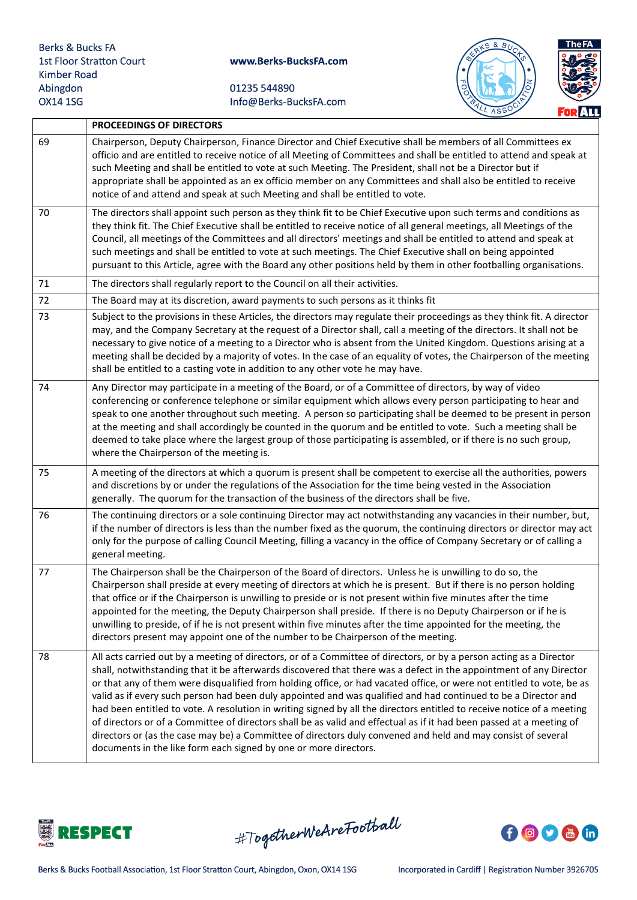| | PROCEEDINGS OF DIRECTORS |
|---|---|
| 69 | Chairperson, Deputy Chairperson, Finance Director and Chief Executive shall be members of all Committees ex officio and are entitled to receive notice of all Meeting of Committees and shall be entitled to attend and speak at such Meeting and shall be entitled to vote at such Meeting. The President, shall not be a Director but if appropriate shall be appointed as an ex officio member on any Committees and shall also be entitled to receive notice of and attend and speak at such Meeting and shall be entitled to vote. |
| 70 | The directors shall appoint such person as they think fit to be Chief Executive upon such terms and conditions as they think fit. The Chief Executive shall be entitled to receive notice of all general meetings, all Meetings of the Council, all meetings of the Committees and all directors' meetings and shall be entitled to attend and speak at such meetings and shall be entitled to vote at such meetings. The Chief Executive shall on being appointed pursuant to this Article, agree with the Board any other positions held by them in other footballing organisations. |
| 71 | The directors shall regularly report to the Council on all their activities. |
| 72 | The Board may at its discretion, award payments to such persons as it thinks fit |
| 73 | Subject to the provisions in these Articles, the directors may regulate their proceedings as they think fit. A director may, and the Company Secretary at the request of a Director shall, call a meeting of the directors. It shall not be necessary to give notice of a meeting to a Director who is absent from the United Kingdom. Questions arising at a meeting shall be decided by a majority of votes. In the case of an equality of votes, the Chairperson of the meeting shall be entitled to a casting vote in addition to any other vote he may have. |
| 74 | Any Director may participate in a meeting of the Board, or of a Committee of directors, by way of video conferencing or conference telephone or similar equipment which allows every person participating to hear and speak to one another throughout such meeting. A person so participating shall be deemed to be present in person at the meeting and shall accordingly be counted in the quorum and be entitled to vote. Such a meeting shall be deemed to take place where the largest group of those participating is assembled, or if there is no such group, where the Chairperson of the meeting is. |
| 75 | A meeting of the directors at which a quorum is present shall be competent to exercise all the authorities, powers and discretions by or under the regulations of the Association for the time being vested in the Association generally. The quorum for the transaction of the business of the directors shall be five. |
| 76 | The continuing directors or a sole continuing Director may act notwithstanding any vacancies in their number, but, if the number of directors is less than the number fixed as the quorum, the continuing directors or director may act only for the purpose of calling Council Meeting, filling a vacancy in the office of Company Secretary or of calling a general meeting. |
| 77 | The Chairperson shall be the Chairperson of the Board of directors. Unless he is unwilling to do so, the Chairperson shall preside at every meeting of directors at which he is present. But if there is no person holding that office or if the Chairperson is unwilling to preside or is not present within five minutes after the time appointed for the meeting, the Deputy Chairperson shall preside. If there is no Deputy Chairperson or if he is unwilling to preside, of if he is not present within five minutes after the time appointed for the meeting, the directors present may appoint one of the number to be Chairperson of the meeting. |
| 78 | All acts carried out by a meeting of directors, or of a Committee of directors, or by a person acting as a Director shall, notwithstanding that it be afterwards discovered that there was a defect in the appointment of any Director or that any of them were disqualified from holding office, or had vacated office, or were not entitled to vote, be as valid as if every such person had been duly appointed and was qualified and had continued to be a Director and had been entitled to vote. A resolution in writing signed by all the directors entitled to receive notice of a meeting of directors or of a Committee of directors shall be as valid and effectual as if it had been passed at a meeting of directors or (as the case may be) a Committee of directors duly convened and held and may consist of several documents in the like form each signed by one or more directors. |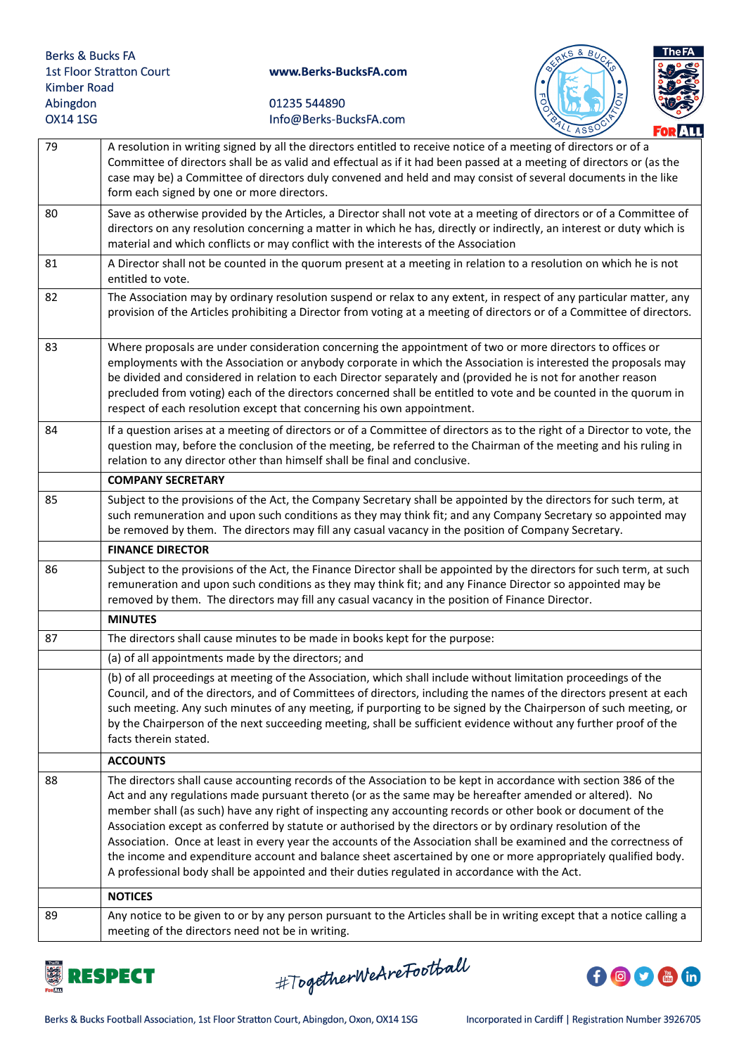| | |
|---|---|
| 79 | A resolution in writing signed by all the directors entitled to receive notice of a meeting of directors or of a Committee of directors shall be as valid and effectual as if it had been passed at a meeting of directors or (as the case may be) a Committee of directors duly convened and held and may consist of several documents in the like form each signed by one or more directors. |
| 80 | Save as otherwise provided by the Articles, a Director shall not vote at a meeting of directors or of a Committee of directors on any resolution concerning a matter in which he has, directly or indirectly, an interest or duty which is material and which conflicts or may conflict with the interests of the Association |
| 81 | A Director shall not be counted in the quorum present at a meeting in relation to a resolution on which he is not entitled to vote. |
| 82 | The Association may by ordinary resolution suspend or relax to any extent, in respect of any particular matter, any provision of the Articles prohibiting a Director from voting at a meeting of directors or of a Committee of directors. |
| 83 | Where proposals are under consideration concerning the appointment of two or more directors to offices or employments with the Association or anybody corporate in which the Association is interested the proposals may be divided and considered in relation to each Director separately and (provided he is not for another reason precluded from voting) each of the directors concerned shall be entitled to vote and be counted in the quorum in respect of each resolution except that concerning his own appointment. |
| 84 | If a question arises at a meeting of directors or of a Committee of directors as to the right of a Director to vote, the question may, before the conclusion of the meeting, be referred to the Chairman of the meeting and his ruling in relation to any director other than himself shall be final and conclusive. |
| | **COMPANY SECRETARY** |
| 85 | Subject to the provisions of the Act, the Company Secretary shall be appointed by the directors for such term, at such remuneration and upon such conditions as they may think fit; and any Company Secretary so appointed may be removed by them. The directors may fill any casual vacancy in the position of Company Secretary. |
| | **FINANCE DIRECTOR** |
| 86 | Subject to the provisions of the Act, the Finance Director shall be appointed by the directors for such term, at such remuneration and upon such conditions as they may think fit; and any Finance Director so appointed may be removed by them. The directors may fill any casual vacancy in the position of Finance Director. |
| | **MINUTES** |
| 87 | The directors shall cause minutes to be made in books kept for the purpose: |
| | (a) of all appointments made by the directors; and |
| | (b) of all proceedings at meeting of the Association, which shall include without limitation proceedings of the Council, and of the directors, and of Committees of directors, including the names of the directors present at each such meeting. Any such minutes of any meeting, if purporting to be signed by the Chairperson of such meeting, or by the Chairperson of the next succeeding meeting, shall be sufficient evidence without any further proof of the facts therein stated. |
| | **ACCOUNTS** |
| 88 | The directors shall cause accounting records of the Association to be kept in accordance with section 386 of the Act and any regulations made pursuant thereto (or as the same may be hereafter amended or altered). No member shall (as such) have any right of inspecting any accounting records or other book or document of the Association except as conferred by statute or authorised by the directors or by ordinary resolution of the Association. Once at least in every year the accounts of the Association shall be examined and the correctness of the income and expenditure account and balance sheet ascertained by one or more appropriately qualified body. A professional body shall be appointed and their duties regulated in accordance with the Act. |
| | **NOTICES** |
| 89 | Any notice to be given to or by any person pursuant to the Articles shall be in writing except that a notice calling a meeting of the directors need not be in writing. |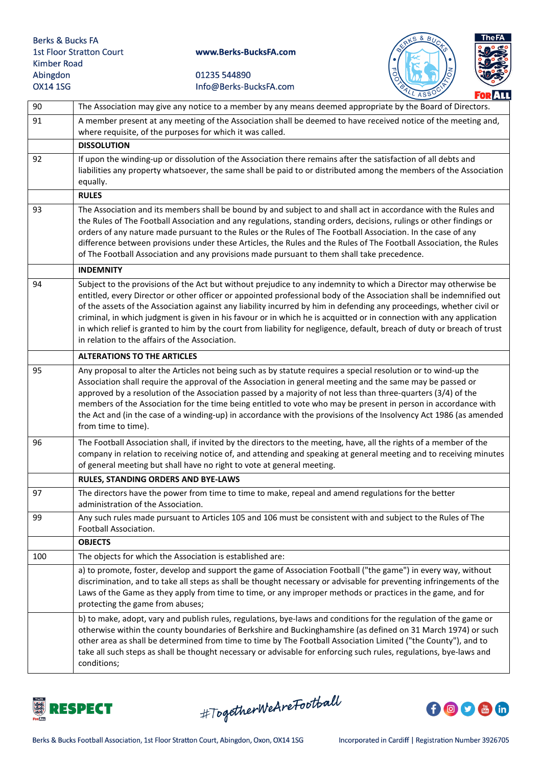| | |
|---|---|
| 90 | The Association may give any notice to a member by any means deemed appropriate by the Board of Directors. |
| 91 | A member present at any meeting of the Association shall be deemed to have received notice of the meeting and, where requisite, of the purposes for which it was called. |
| | **DISSOLUTION** |
| 92 | If upon the winding-up or dissolution of the Association there remains after the satisfaction of all debts and liabilities any property whatsoever, the same shall be paid to or distributed among the members of the Association equally. |
| | **RULES** |
| 93 | The Association and its members shall be bound by and subject to and shall act in accordance with the Rules and the Rules of The Football Association and any regulations, standing orders, decisions, rulings or other findings or orders of any nature made pursuant to the Rules or the Rules of The Football Association. In the case of any difference between provisions under these Articles, the Rules and the Rules of The Football Association, the Rules of The Football Association and any provisions made pursuant to them shall take precedence. |
| | **INDEMNITY** |
| 94 | Subject to the provisions of the Act but without prejudice to any indemnity to which a Director may otherwise be entitled, every Director or other officer or appointed professional body of the Association shall be indemnified out of the assets of the Association against any liability incurred by him in defending any proceedings, whether civil or criminal, in which judgment is given in his favour or in which he is acquitted or in connection with any application in which relief is granted to him by the court from liability for negligence, default, breach of duty or breach of trust in relation to the affairs of the Association. |
| | **ALTERATIONS TO THE ARTICLES** |
| 95 | Any proposal to alter the Articles not being such as by statute requires a special resolution or to wind-up the Association shall require the approval of the Association in general meeting and the same may be passed or approved by a resolution of the Association passed by a majority of not less than three-quarters (3/4) of the members of the Association for the time being entitled to vote who may be present in person in accordance with the Act and (in the case of a winding-up) in accordance with the provisions of the Insolvency Act 1986 (as amended from time to time). |
| 96 | The Football Association shall, if invited by the directors to the meeting, have, all the rights of a member of the company in relation to receiving notice of, and attending and speaking at general meeting and to receiving minutes of general meeting but shall have no right to vote at general meeting. |
| | **RULES, STANDING ORDERS AND BYE-LAWS** |
| 97 | The directors have the power from time to time to make, repeal and amend regulations for the better administration of the Association. |
| 99 | Any such rules made pursuant to Articles 105 and 106 must be consistent with and subject to the Rules of The Football Association. |
| | **OBJECTS** |
| 100 | The objects for which the Association is established are: |
| | a) to promote, foster, develop and support the game of Association Football ("the game") in every way, without discrimination, and to take all steps as shall be thought necessary or advisable for preventing infringements of the Laws of the Game as they apply from time to time, or any improper methods or practices in the game, and for protecting the game from abuses; |
| | b) to make, adopt, vary and publish rules, regulations, bye-laws and conditions for the regulation of the game or otherwise within the county boundaries of Berkshire and Buckinghamshire (as defined on 31 March 1974) or such other area as shall be determined from time to time by The Football Association Limited ("the County"), and to take all such steps as shall be thought necessary or advisable for enforcing such rules, regulations, bye-laws and conditions; |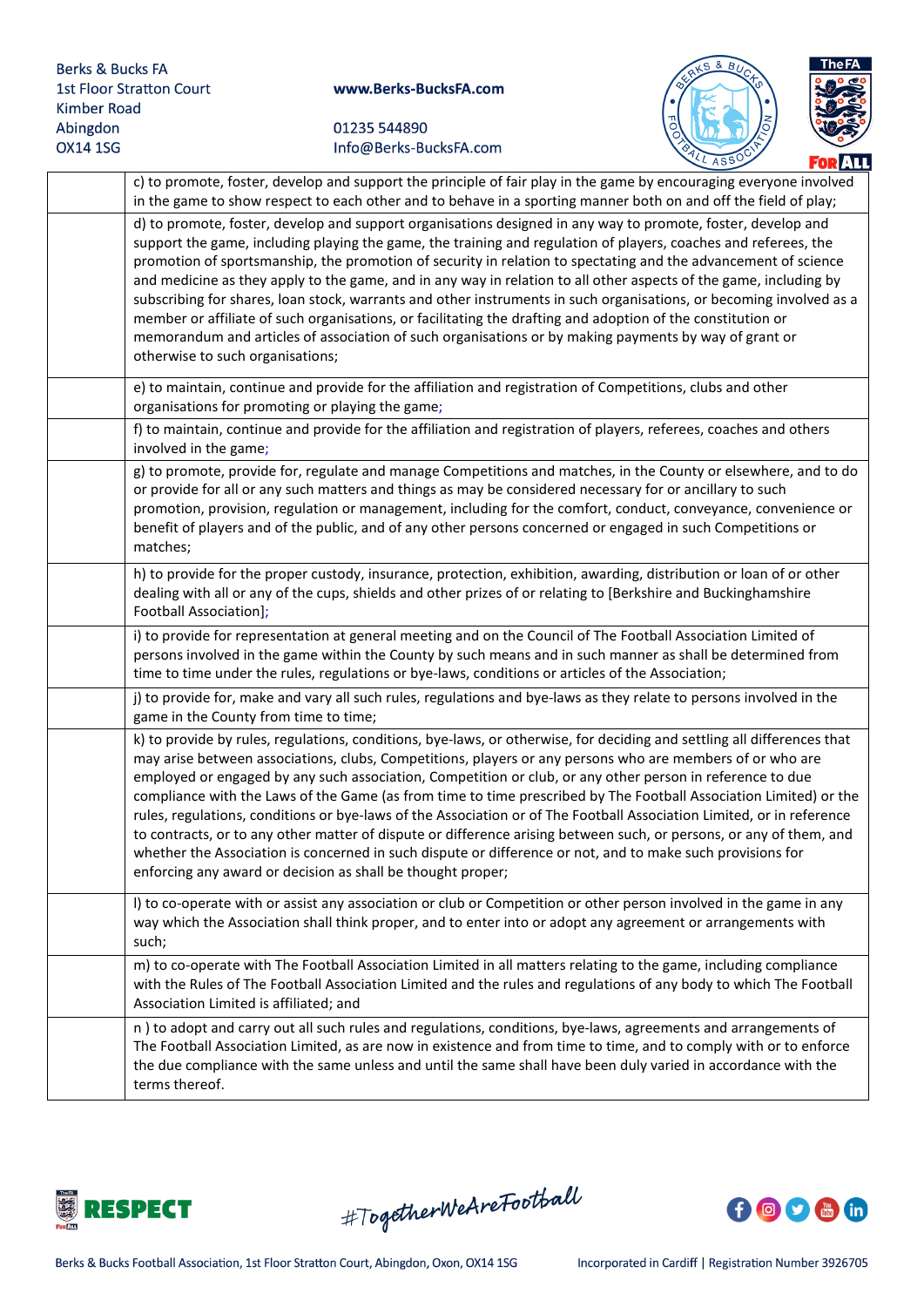| | |
|---|---|
| | c) to promote, foster, develop and support the principle of fair play in the game by encouraging everyone involved in the game to show respect to each other and to behave in a sporting manner both on and off the field of play; |
| | d) to promote, foster, develop and support organisations designed in any way to promote, foster, develop and support the game, including playing the game, the training and regulation of players, coaches and referees, the promotion of sportsmanship, the promotion of security in relation to spectating and the advancement of science and medicine as they apply to the game, and in any way in relation to all other aspects of the game, including by subscribing for shares, loan stock, warrants and other instruments in such organisations, or becoming involved as a member or affiliate of such organisations, or facilitating the drafting and adoption of the constitution or memorandum and articles of association of such organisations or by making payments by way of grant or otherwise to such organisations; |
| | e) to maintain, continue and provide for the affiliation and registration of Competitions, clubs and other organisations for promoting or playing the game; |
| | f) to maintain, continue and provide for the affiliation and registration of players, referees, coaches and others involved in the game; |
| | g) to promote, provide for, regulate and manage Competitions and matches, in the County or elsewhere, and to do or provide for all or any such matters and things as may be considered necessary for or ancillary to such promotion, provision, regulation or management, including for the comfort, conduct, conveyance, convenience or benefit of players and of the public, and of any other persons concerned or engaged in such Competitions or matches; |
| | h) to provide for the proper custody, insurance, protection, exhibition, awarding, distribution or loan of or other dealing with all or any of the cups, shields and other prizes of or relating to [Berkshire and Buckinghamshire Football Association]; |
| | i) to provide for representation at general meeting and on the Council of The Football Association Limited of persons involved in the game within the County by such means and in such manner as shall be determined from time to time under the rules, regulations or bye-laws, conditions or articles of the Association; |
| | j) to provide for, make and vary all such rules, regulations and bye-laws as they relate to persons involved in the game in the County from time to time; |
| | k) to provide by rules, regulations, conditions, bye-laws, or otherwise, for deciding and settling all differences that may arise between associations, clubs, Competitions, players or any persons who are members of or who are employed or engaged by any such association, Competition or club, or any other person in reference to due compliance with the Laws of the Game (as from time to time prescribed by The Football Association Limited) or the rules, regulations, conditions or bye-laws of the Association or of The Football Association Limited, or in reference to contracts, or to any other matter of dispute or difference arising between such, or persons, or any of them, and whether the Association is concerned in such dispute or difference or not, and to make such provisions for enforcing any award or decision as shall be thought proper; |
| | l) to co-operate with or assist any association or club or Competition or other person involved in the game in any way which the Association shall think proper, and to enter into or adopt any agreement or arrangements with such; |
| | m) to co-operate with The Football Association Limited in all matters relating to the game, including compliance with the Rules of The Football Association Limited and the rules and regulations of any body to which The Football Association Limited is affiliated; and |
| | n ) to adopt and carry out all such rules and regulations, conditions, bye-laws, agreements and arrangements of The Football Association Limited, as are now in existence and from time to time, and to comply with or to enforce the due compliance with the same unless and until the same shall have been duly varied in accordance with the terms thereof. |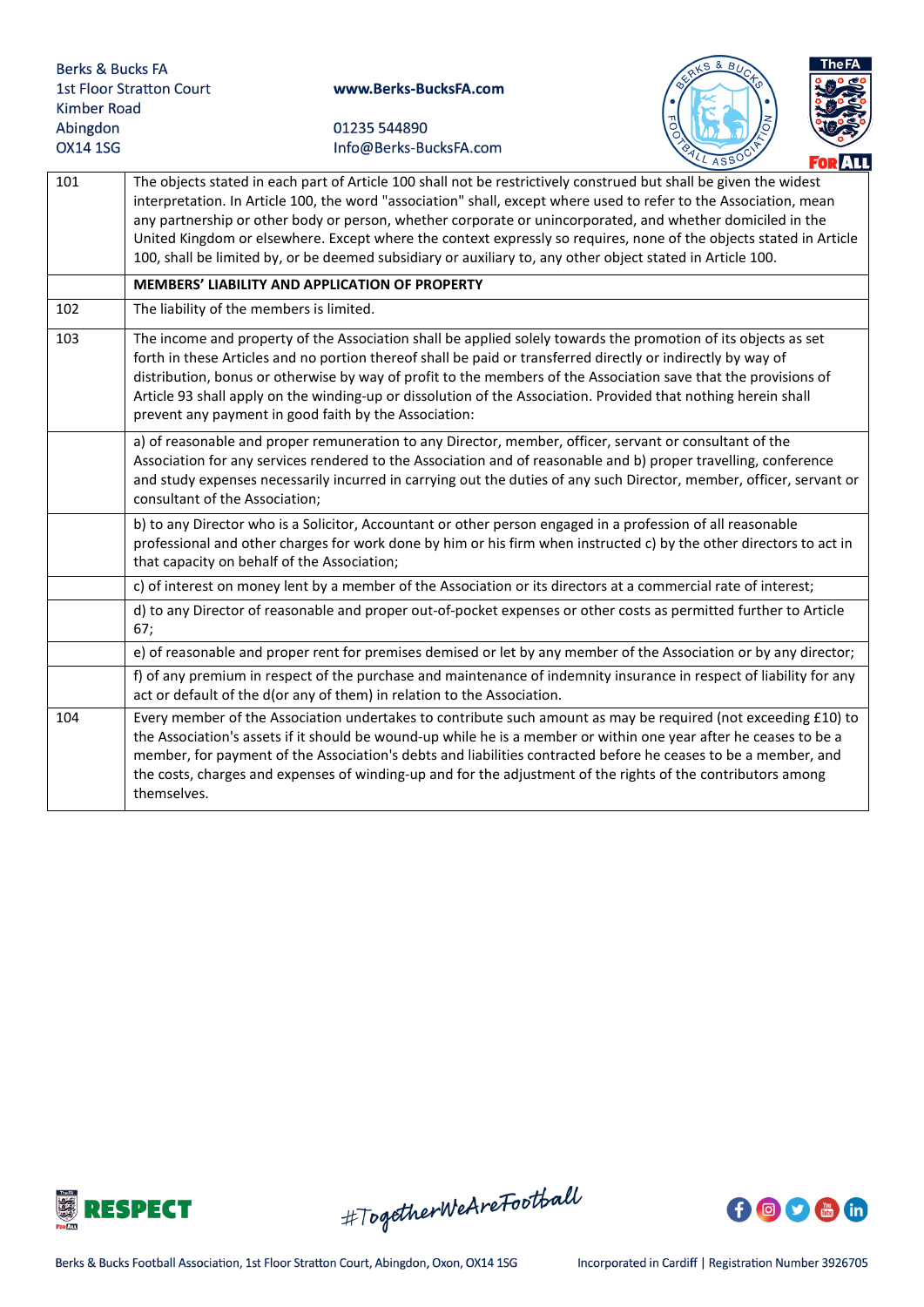| | |
|---|---|
| 101 | The objects stated in each part of Article 100 shall not be restrictively construed but shall be given the widest interpretation. In Article 100, the word "association" shall, except where used to refer to the Association, mean any partnership or other body or person, whether corporate or unincorporated, and whether domiciled in the United Kingdom or elsewhere. Except where the context expressly so requires, none of the objects stated in Article 100, shall be limited by, or be deemed subsidiary or auxiliary to, any other object stated in Article 100. |
| | **MEMBERS' LIABILITY AND APPLICATION OF PROPERTY** |
| 102 | The liability of the members is limited. |
| 103 | The income and property of the Association shall be applied solely towards the promotion of its objects as set forth in these Articles and no portion thereof shall be paid or transferred directly or indirectly by way of distribution, bonus or otherwise by way of profit to the members of the Association save that the provisions of Article 93 shall apply on the winding-up or dissolution of the Association. Provided that nothing herein shall prevent any payment in good faith by the Association: |
| | a) of reasonable and proper remuneration to any Director, member, officer, servant or consultant of the Association for any services rendered to the Association and of reasonable and b) proper travelling, conference and study expenses necessarily incurred in carrying out the duties of any such Director, member, officer, servant or consultant of the Association; |
| | b) to any Director who is a Solicitor, Accountant or other person engaged in a profession of all reasonable professional and other charges for work done by him or his firm when instructed c) by the other directors to act in that capacity on behalf of the Association; |
| | c) of interest on money lent by a member of the Association or its directors at a commercial rate of interest; |
| | d) to any Director of reasonable and proper out-of-pocket expenses or other costs as permitted further to Article 67; |
| | e) of reasonable and proper rent for premises demised or let by any member of the Association or by any director; |
| | f) of any premium in respect of the purchase and maintenance of indemnity insurance in respect of liability for any act or default of the d(or any of them) in relation to the Association. |
| 104 | Every member of the Association undertakes to contribute such amount as may be required (not exceeding £10) to the Association's assets if it should be wound-up while he is a member or within one year after he ceases to be a member, for payment of the Association's debts and liabilities contracted before he ceases to be a member, and the costs, charges and expenses of winding-up and for the adjustment of the rights of the contributors among themselves. |